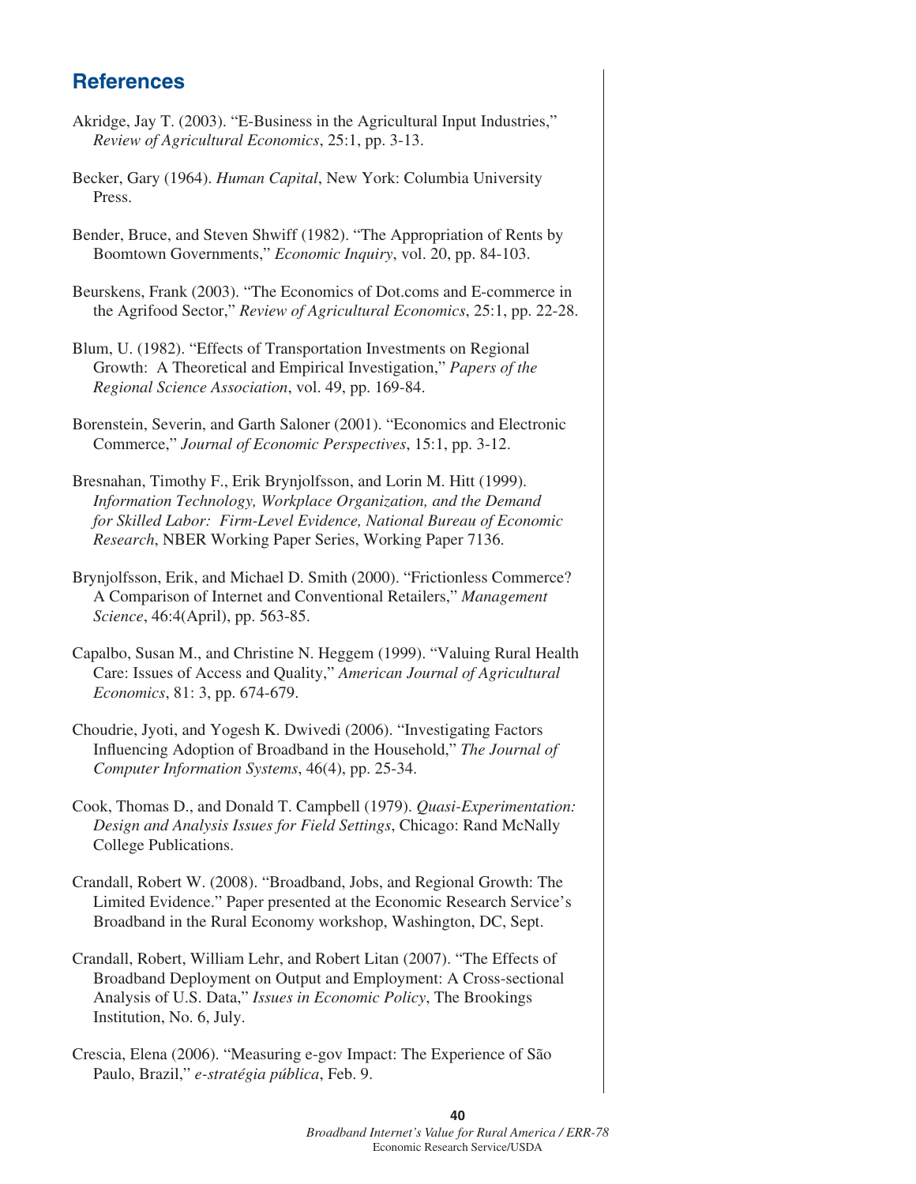## References

Akridge, Jay T. (2003). "E-Business in the Agricultural Input Industries," *Review of Agricultural Economics*, 25:1, pp. 3-13.

Becker, Gary (1964). *Human Capital*, New York: Columbia University Press.

Bender, Bruce, and Steven Shwiff (1982). "The Appropriation of Rents by Boomtown Governments," *Economic Inquiry*, vol. 20, pp. 84-103.

Beurskens, Frank (2003). "The Economics of Dot.coms and E-commerce in the Agrifood Sector," *Review of Agricultural Economics*, 25:1, pp. 22-28.

Blum, U. (1982). "Effects of Transportation Investments on Regional Growth: A Theoretical and Empirical Investigation," *Papers of the Regional Science Association*, vol. 49, pp. 169-84.

Borenstein, Severin, and Garth Saloner (2001). "Economics and Electronic Commerce," *Journal of Economic Perspectives*, 15:1, pp. 3-12.

Bresnahan, Timothy F., Erik Brynjolfsson, and Lorin M. Hitt (1999). *Information Technology, Workplace Organization, and the Demand for Skilled Labor: Firm-Level Evidence, National Bureau of Economic Research*, NBER Working Paper Series, Working Paper 7136.

Brynjolfsson, Erik, and Michael D. Smith (2000). "Frictionless Commerce? A Comparison of Internet and Conventional Retailers," *Management Science*, 46:4(April), pp. 563-85.

Capalbo, Susan M., and Christine N. Heggem (1999). "Valuing Rural Health Care: Issues of Access and Quality," *American Journal of Agricultural Economics*, 81: 3, pp. 674-679.

Choudrie, Jyoti, and Yogesh K. Dwivedi (2006). "Investigating Factors Influencing Adoption of Broadband in the Household," *The Journal of Computer Information Systems*, 46(4), pp. 25-34.

Cook, Thomas D., and Donald T. Campbell (1979). *Quasi-Experimentation: Design and Analysis Issues for Field Settings*, Chicago: Rand McNally College Publications.

Crandall, Robert W. (2008). "Broadband, Jobs, and Regional Growth: The Limited Evidence." Paper presented at the Economic Research Service's Broadband in the Rural Economy workshop, Washington, DC, Sept.

Crandall, Robert, William Lehr, and Robert Litan (2007). "The Effects of Broadband Deployment on Output and Employment: A Cross-sectional Analysis of U.S. Data," *Issues in Economic Policy*, The Brookings Institution, No. 6, July.

Crescia, Elena (2006). "Measuring e-gov Impact: The Experience of São Paulo, Brazil," *e-stratégia pública*, Feb. 9.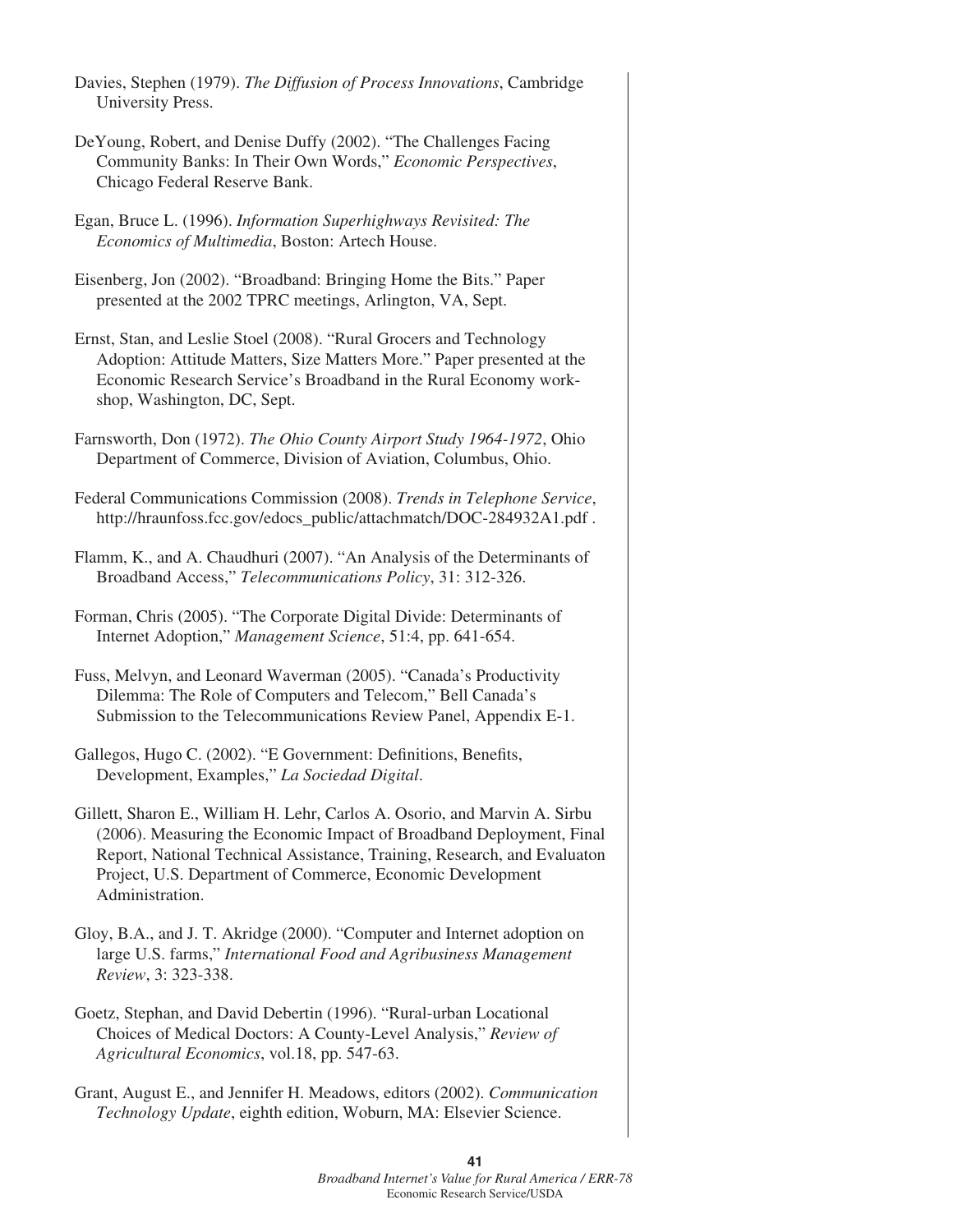Davies, Stephen (1979). *The Diffusion of Process Innovations*, Cambridge University Press.

DeYoung, Robert, and Denise Duffy (2002). "The Challenges Facing Community Banks: In Their Own Words," *Economic Perspectives*, Chicago Federal Reserve Bank.

Egan, Bruce L. (1996). *Information Superhighways Revisited: The Economics of Multimedia*, Boston: Artech House.

Eisenberg, Jon (2002). "Broadband: Bringing Home the Bits." Paper presented at the 2002 TPRC meetings, Arlington, VA, Sept.

Ernst, Stan, and Leslie Stoel (2008). "Rural Grocers and Technology Adoption: Attitude Matters, Size Matters More." Paper presented at the Economic Research Service's Broadband in the Rural Economy workshop, Washington, DC, Sept.

Farnsworth, Don (1972). *The Ohio County Airport Study 1964-1972*, Ohio Department of Commerce, Division of Aviation, Columbus, Ohio.

Federal Communications Commission (2008). *Trends in Telephone Service*, http://hraunfoss.fcc.gov/edocs_public/attachmatch/DOC-284932A1.pdf .

Flamm, K., and A. Chaudhuri (2007). "An Analysis of the Determinants of Broadband Access," *Telecommunications Policy*, 31: 312-326.

Forman, Chris (2005). "The Corporate Digital Divide: Determinants of Internet Adoption," *Management Science*, 51:4, pp. 641-654.

Fuss, Melvyn, and Leonard Waverman (2005). "Canada's Productivity Dilemma: The Role of Computers and Telecom," Bell Canada's Submission to the Telecommunications Review Panel, Appendix E-1.

Gallegos, Hugo C. (2002). "E Government: Definitions, Benefits, Development, Examples," *La Sociedad Digital*.

Gillett, Sharon E., William H. Lehr, Carlos A. Osorio, and Marvin A. Sirbu (2006). Measuring the Economic Impact of Broadband Deployment, Final Report, National Technical Assistance, Training, Research, and Evaluaton Project, U.S. Department of Commerce, Economic Development Administration.

Gloy, B.A., and J. T. Akridge (2000). "Computer and Internet adoption on large U.S. farms," *International Food and Agribusiness Management Review*, 3: 323-338.

Goetz, Stephan, and David Debertin (1996). "Rural-urban Locational Choices of Medical Doctors: A County-Level Analysis," *Review of Agricultural Economics*, vol.18, pp. 547-63.

Grant, August E., and Jennifer H. Meadows, editors (2002). *Communication Technology Update*, eighth edition, Woburn, MA: Elsevier Science.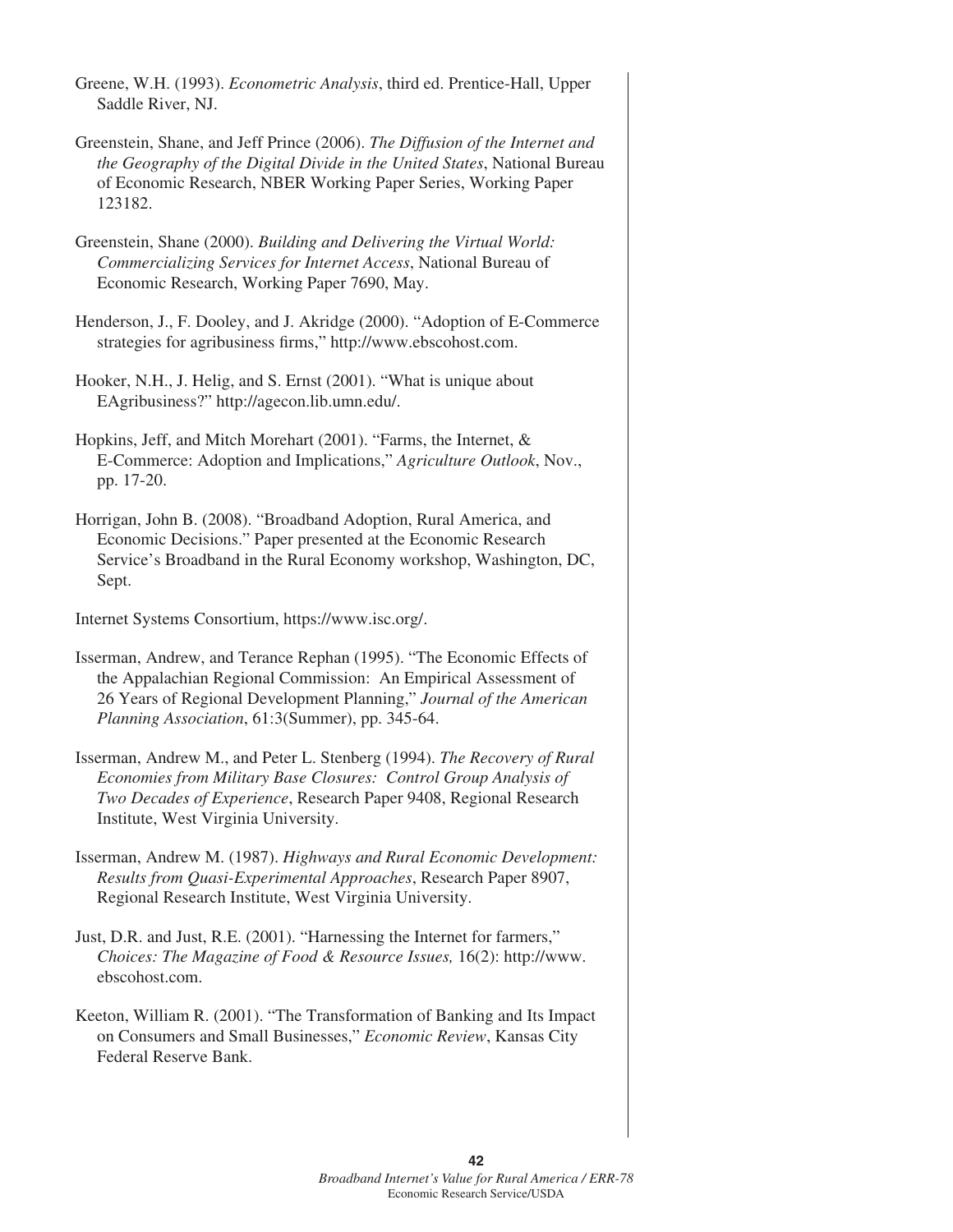Greene, W.H. (1993). *Econometric Analysis*, third ed. Prentice-Hall, Upper Saddle River, NJ.

Greenstein, Shane, and Jeff Prince (2006). *The Diffusion of the Internet and the Geography of the Digital Divide in the United States*, National Bureau of Economic Research, NBER Working Paper Series, Working Paper 123182.

Greenstein, Shane (2000). *Building and Delivering the Virtual World: Commercializing Services for Internet Access*, National Bureau of Economic Research, Working Paper 7690, May.

Henderson, J., F. Dooley, and J. Akridge (2000). "Adoption of E-Commerce strategies for agribusiness firms," http://www.ebscohost.com.

Hooker, N.H., J. Helig, and S. Ernst (2001). "What is unique about EAgribusiness?" http://agecon.lib.umn.edu/.

Hopkins, Jeff, and Mitch Morehart (2001). "Farms, the Internet, & E-Commerce: Adoption and Implications," *Agriculture Outlook*, Nov., pp. 17-20.

Horrigan, John B. (2008). "Broadband Adoption, Rural America, and Economic Decisions." Paper presented at the Economic Research Service's Broadband in the Rural Economy workshop, Washington, DC, Sept.

Internet Systems Consortium, https://www.isc.org/.

Isserman, Andrew, and Terance Rephan (1995). "The Economic Effects of the Appalachian Regional Commission: An Empirical Assessment of 26 Years of Regional Development Planning," *Journal of the American Planning Association*, 61:3(Summer), pp. 345-64.

Isserman, Andrew M., and Peter L. Stenberg (1994). *The Recovery of Rural Economies from Military Base Closures: Control Group Analysis of Two Decades of Experience*, Research Paper 9408, Regional Research Institute, West Virginia University.

Isserman, Andrew M. (1987). *Highways and Rural Economic Development: Results from Quasi-Experimental Approaches*, Research Paper 8907, Regional Research Institute, West Virginia University.

Just, D.R. and Just, R.E. (2001). "Harnessing the Internet for farmers," *Choices: The Magazine of Food & Resource Issues,* 16(2): http://www.ebscohost.com.

Keeton, William R. (2001). "The Transformation of Banking and Its Impact on Consumers and Small Businesses," *Economic Review*, Kansas City Federal Reserve Bank.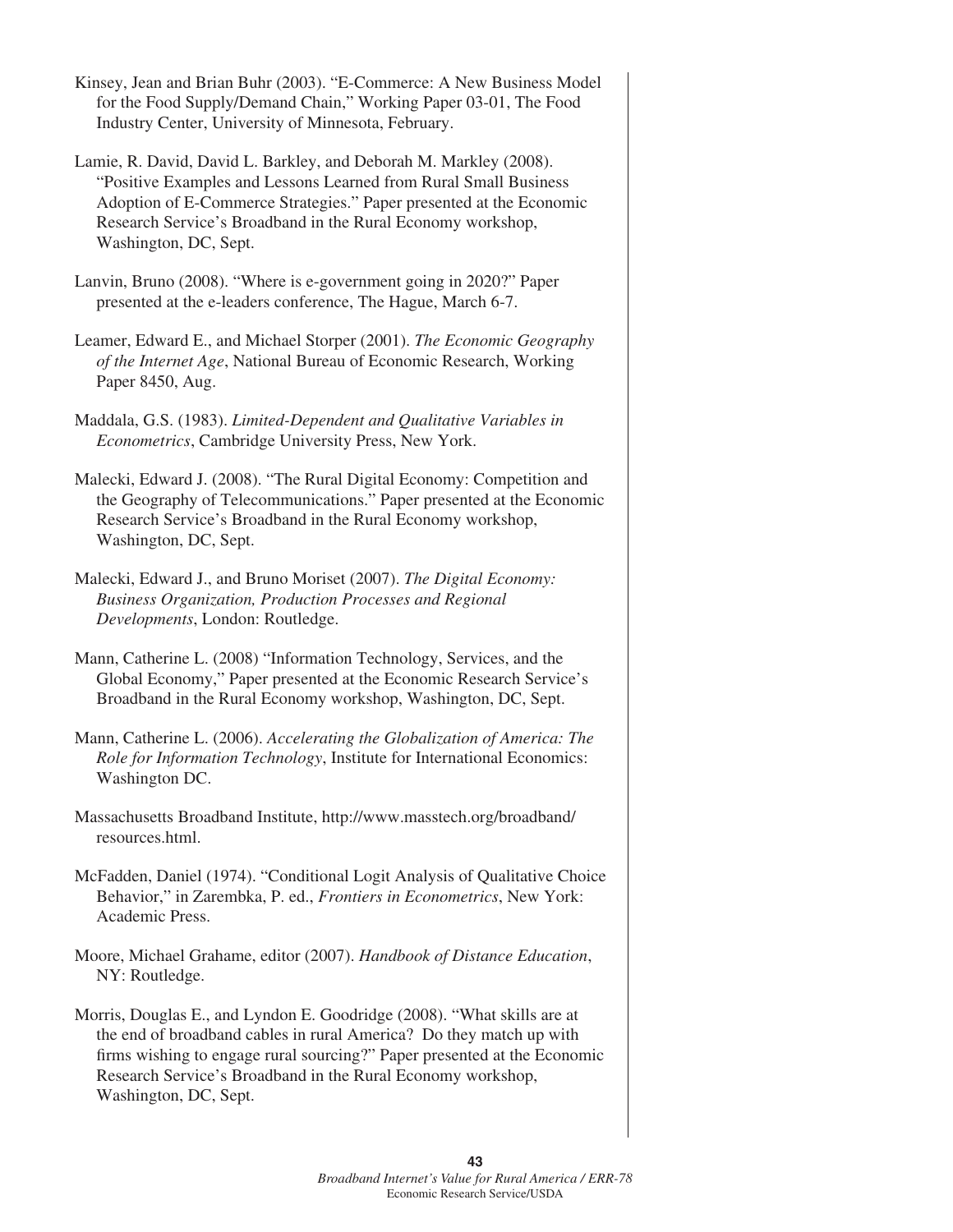Kinsey, Jean and Brian Buhr (2003). "E-Commerce: A New Business Model for the Food Supply/Demand Chain," Working Paper 03-01, The Food Industry Center, University of Minnesota, February.

Lamie, R. David, David L. Barkley, and Deborah M. Markley (2008). "Positive Examples and Lessons Learned from Rural Small Business Adoption of E-Commerce Strategies." Paper presented at the Economic Research Service's Broadband in the Rural Economy workshop, Washington, DC, Sept.

Lanvin, Bruno (2008). "Where is e-government going in 2020?" Paper presented at the e-leaders conference, The Hague, March 6-7.

Leamer, Edward E., and Michael Storper (2001). *The Economic Geography of the Internet Age*, National Bureau of Economic Research, Working Paper 8450, Aug.

Maddala, G.S. (1983). *Limited-Dependent and Qualitative Variables in Econometrics*, Cambridge University Press, New York.

Malecki, Edward J. (2008). "The Rural Digital Economy: Competition and the Geography of Telecommunications." Paper presented at the Economic Research Service's Broadband in the Rural Economy workshop, Washington, DC, Sept.

Malecki, Edward J., and Bruno Moriset (2007). *The Digital Economy: Business Organization, Production Processes and Regional Developments*, London: Routledge.

Mann, Catherine L. (2008) "Information Technology, Services, and the Global Economy," Paper presented at the Economic Research Service's Broadband in the Rural Economy workshop, Washington, DC, Sept.

Mann, Catherine L. (2006). *Accelerating the Globalization of America: The Role for Information Technology*, Institute for International Economics: Washington DC.

Massachusetts Broadband Institute, http://www.masstech.org/broadband/resources.html.

McFadden, Daniel (1974). "Conditional Logit Analysis of Qualitative Choice Behavior," in Zarembka, P. ed., *Frontiers in Econometrics*, New York: Academic Press.

Moore, Michael Grahame, editor (2007). *Handbook of Distance Education*, NY: Routledge.

Morris, Douglas E., and Lyndon E. Goodridge (2008). "What skills are at the end of broadband cables in rural America? Do they match up with firms wishing to engage rural sourcing?" Paper presented at the Economic Research Service's Broadband in the Rural Economy workshop, Washington, DC, Sept.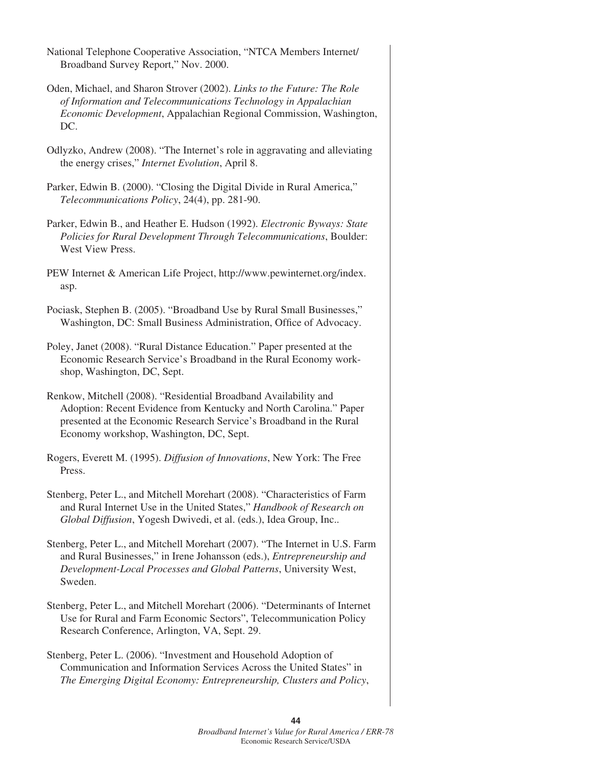National Telephone Cooperative Association, "NTCA Members Internet/Broadband Survey Report," Nov. 2000.

Oden, Michael, and Sharon Strover (2002). *Links to the Future: The Role of Information and Telecommunications Technology in Appalachian Economic Development*, Appalachian Regional Commission, Washington, DC.

Odlyzko, Andrew (2008). "The Internet's role in aggravating and alleviating the energy crises," *Internet Evolution*, April 8.

Parker, Edwin B. (2000). "Closing the Digital Divide in Rural America," *Telecommunications Policy*, 24(4), pp. 281-90.

Parker, Edwin B., and Heather E. Hudson (1992). *Electronic Byways: State Policies for Rural Development Through Telecommunications*, Boulder: West View Press.

PEW Internet & American Life Project, http://www.pewinternet.org/index.asp.

Pociask, Stephen B. (2005). "Broadband Use by Rural Small Businesses," Washington, DC: Small Business Administration, Office of Advocacy.

Poley, Janet (2008). "Rural Distance Education." Paper presented at the Economic Research Service's Broadband in the Rural Economy workshop, Washington, DC, Sept.

Renkow, Mitchell (2008). "Residential Broadband Availability and Adoption: Recent Evidence from Kentucky and North Carolina." Paper presented at the Economic Research Service's Broadband in the Rural Economy workshop, Washington, DC, Sept.

Rogers, Everett M. (1995). *Diffusion of Innovations*, New York: The Free Press.

Stenberg, Peter L., and Mitchell Morehart (2008). "Characteristics of Farm and Rural Internet Use in the United States," *Handbook of Research on Global Diffusion*, Yogesh Dwivedi, et al. (eds.), Idea Group, Inc..

Stenberg, Peter L., and Mitchell Morehart (2007). "The Internet in U.S. Farm and Rural Businesses," in Irene Johansson (eds.), *Entrepreneurship and Development-Local Processes and Global Patterns*, University West, Sweden.

Stenberg, Peter L., and Mitchell Morehart (2006). "Determinants of Internet Use for Rural and Farm Economic Sectors", Telecommunication Policy Research Conference, Arlington, VA, Sept. 29.

Stenberg, Peter L. (2006). "Investment and Household Adoption of Communication and Information Services Across the United States" in *The Emerging Digital Economy: Entrepreneurship, Clusters and Policy*,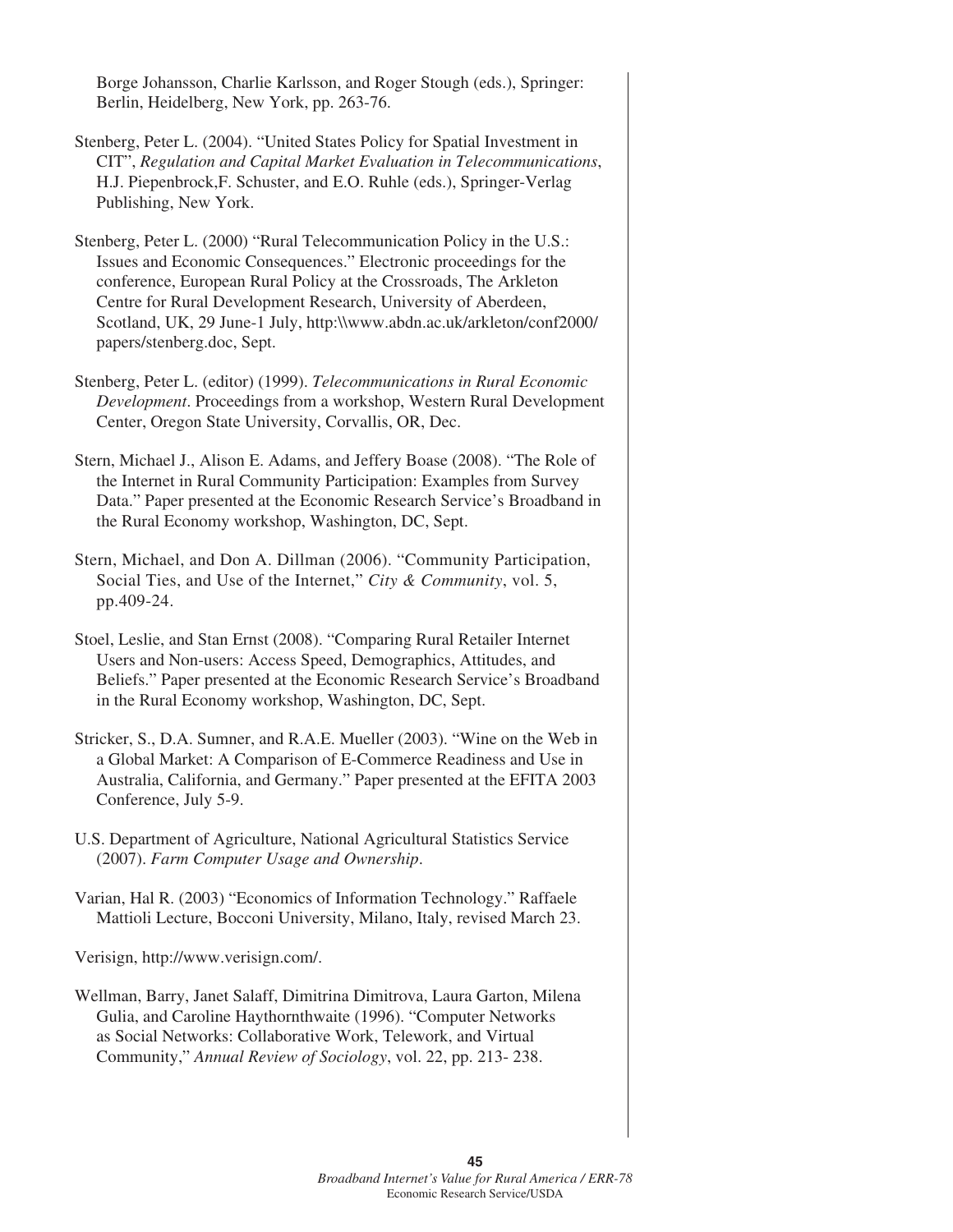Borge Johansson, Charlie Karlsson, and Roger Stough (eds.), Springer: Berlin, Heidelberg, New York, pp. 263-76.

Stenberg, Peter L. (2004). "United States Policy for Spatial Investment in CIT", *Regulation and Capital Market Evaluation in Telecommunications*, H.J. Piepenbrock,F. Schuster, and E.O. Ruhle (eds.), Springer-Verlag Publishing, New York.

Stenberg, Peter L. (2000) "Rural Telecommunication Policy in the U.S.: Issues and Economic Consequences." Electronic proceedings for the conference, European Rural Policy at the Crossroads, The Arkleton Centre for Rural Development Research, University of Aberdeen, Scotland, UK, 29 June-1 July, http:\\www.abdn.ac.uk/arkleton/conf2000/papers/stenberg.doc, Sept.

Stenberg, Peter L. (editor) (1999). *Telecommunications in Rural Economic Development*. Proceedings from a workshop, Western Rural Development Center, Oregon State University, Corvallis, OR, Dec.

Stern, Michael J., Alison E. Adams, and Jeffery Boase (2008). "The Role of the Internet in Rural Community Participation: Examples from Survey Data." Paper presented at the Economic Research Service's Broadband in the Rural Economy workshop, Washington, DC, Sept.

Stern, Michael, and Don A. Dillman (2006). "Community Participation, Social Ties, and Use of the Internet," *City & Community*, vol. 5, pp.409-24.

Stoel, Leslie, and Stan Ernst (2008). "Comparing Rural Retailer Internet Users and Non-users: Access Speed, Demographics, Attitudes, and Beliefs." Paper presented at the Economic Research Service's Broadband in the Rural Economy workshop, Washington, DC, Sept.

Stricker, S., D.A. Sumner, and R.A.E. Mueller (2003). "Wine on the Web in a Global Market: A Comparison of E-Commerce Readiness and Use in Australia, California, and Germany." Paper presented at the EFITA 2003 Conference, July 5-9.

U.S. Department of Agriculture, National Agricultural Statistics Service (2007). *Farm Computer Usage and Ownership*.

Varian, Hal R. (2003) "Economics of Information Technology." Raffaele Mattioli Lecture, Bocconi University, Milano, Italy, revised March 23.

Verisign, http://www.verisign.com/.

Wellman, Barry, Janet Salaff, Dimitrina Dimitrova, Laura Garton, Milena Gulia, and Caroline Haythornthwaite (1996). "Computer Networks as Social Networks: Collaborative Work, Telework, and Virtual Community," *Annual Review of Sociology*, vol. 22, pp. 213- 238.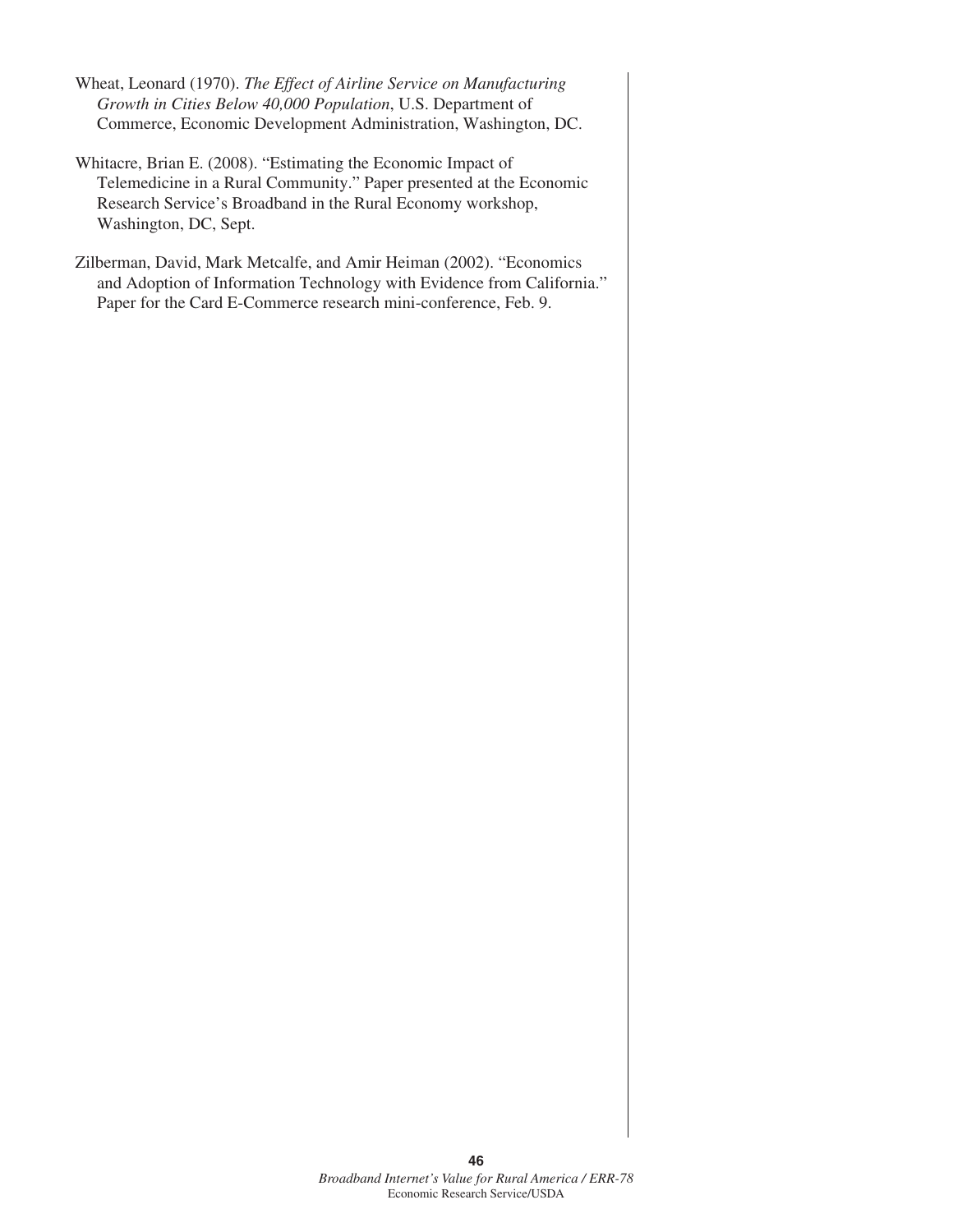Wheat, Leonard (1970). *The Effect of Airline Service on Manufacturing Growth in Cities Below 40,000 Population*, U.S. Department of Commerce, Economic Development Administration, Washington, DC.

Whitacre, Brian E. (2008). "Estimating the Economic Impact of Telemedicine in a Rural Community." Paper presented at the Economic Research Service's Broadband in the Rural Economy workshop, Washington, DC, Sept.

Zilberman, David, Mark Metcalfe, and Amir Heiman (2002). "Economics and Adoption of Information Technology with Evidence from California." Paper for the Card E-Commerce research mini-conference, Feb. 9.